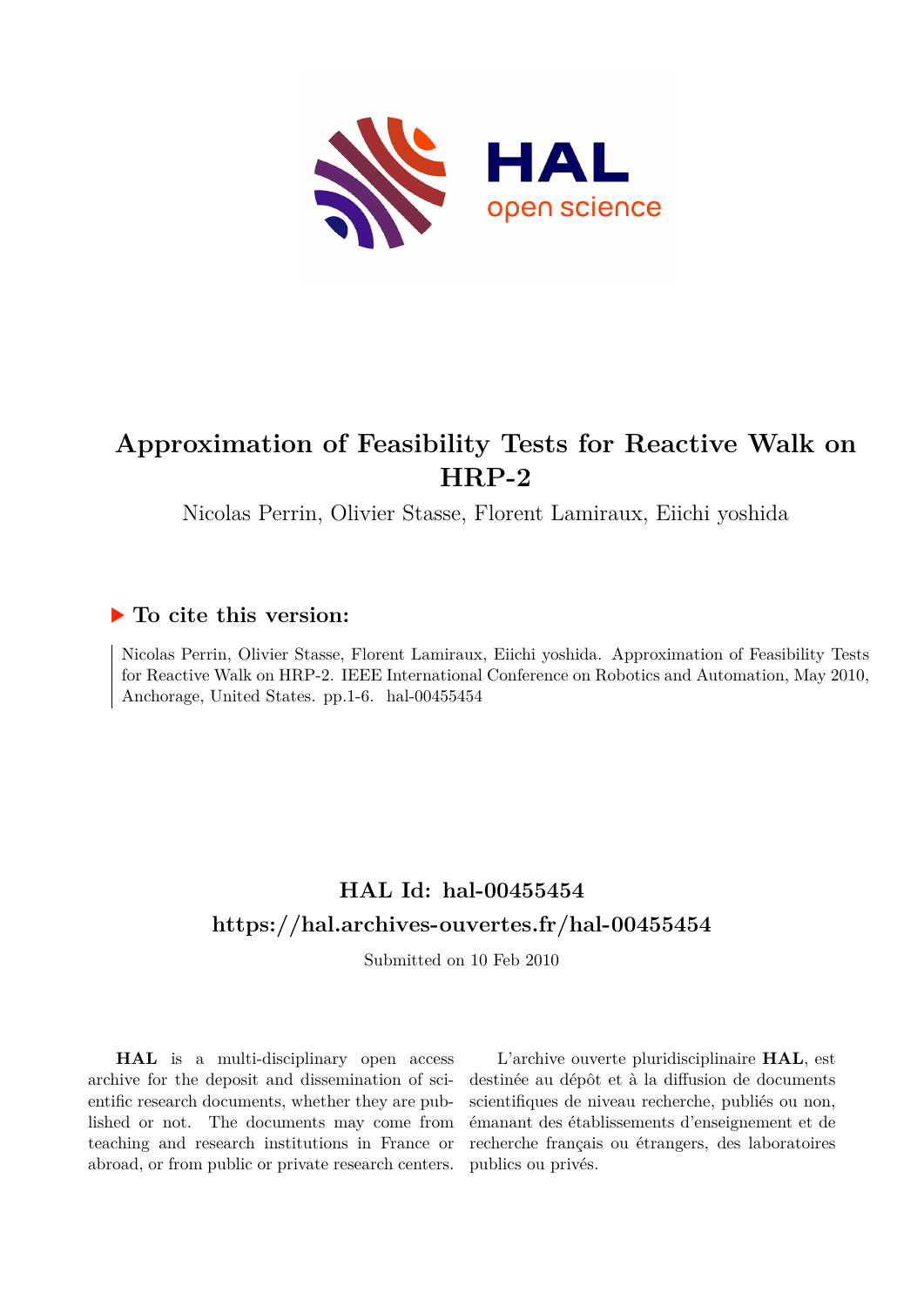HAL
open science

# Approximation of Feasibility Tests for Reactive Walk on HRP-2

Nicolas Perrin, Olivier Stasse, Florent Lamiraux, Eiichi yoshida

## ▶ To cite this version:

Nicolas Perrin, Olivier Stasse, Florent Lamiraux, Eiichi yoshida. Approximation of Feasibility Tests for Reactive Walk on HRP-2. IEEE International Conference on Robotics and Automation, May 2010, Anchorage, United States. pp.1-6. hal-00455454

## HAL Id: hal-00455454

## https://hal.archives-ouvertes.fr/hal-00455454

Submitted on 10 Feb 2010

**HAL** is a multi-disciplinary open access archive for the deposit and dissemination of scientific research documents, whether they are published or not. The documents may come from teaching and research institutions in France or abroad, or from public or private research centers.

L'archive ouverte pluridisciplinaire **HAL**, est destinée au dépôt et à la diffusion de documents scientifiques de niveau recherche, publiés ou non, émanant des établissements d'enseignement et de recherche français ou étrangers, des laboratoires publics ou privés.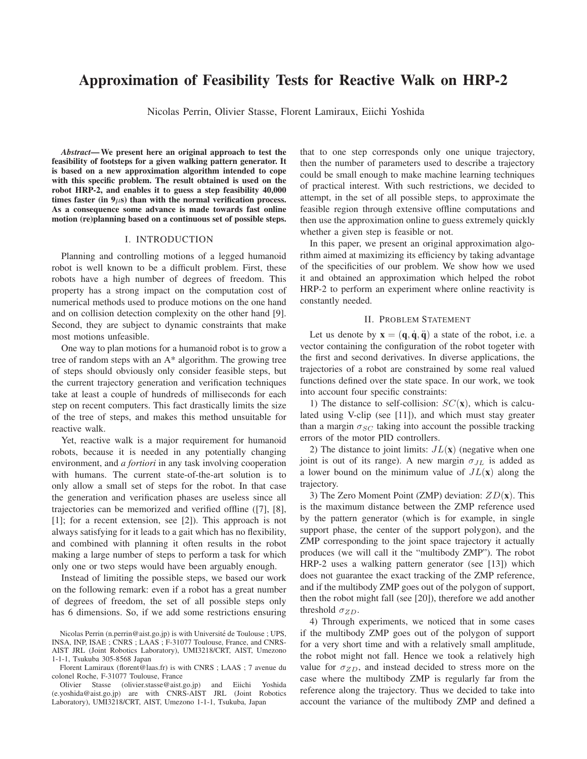# Approximation of Feasibility Tests for Reactive Walk on HRP-2

Nicolas Perrin, Olivier Stasse, Florent Lamiraux, Eiichi Yoshida

***Abstract*— We present here an original approach to test the feasibility of footsteps for a given walking pattern generator. It is based on a new approximation algorithm intended to cope with this specific problem. The result obtained is used on the robot HRP-2, and enables it to guess a step feasibility 40,000 times faster (in 9$\mu$s) than with the normal verification process. As a consequence some advance is made towards fast online motion (re)planning based on a continuous set of possible steps.**

## I. INTRODUCTION

Planning and controlling motions of a legged humanoid robot is well known to be a difficult problem. First, these robots have a high number of degrees of freedom. This property has a strong impact on the computation cost of numerical methods used to produce motions on the one hand and on collision detection complexity on the other hand [9]. Second, they are subject to dynamic constraints that make most motions unfeasible.

One way to plan motions for a humanoid robot is to grow a tree of random steps with an A* algorithm. The growing tree of steps should obviously only consider feasible steps, but the current trajectory generation and verification techniques take at least a couple of hundreds of milliseconds for each step on recent computers. This fact drastically limits the size of the tree of steps, and makes this method unsuitable for reactive walk.

Yet, reactive walk is a major requirement for humanoid robots, because it is needed in any potentially changing environment, and *a fortiori* in any task involving cooperation with humans. The current state-of-the-art solution is to only allow a small set of steps for the robot. In that case the generation and verification phases are useless since all trajectories can be memorized and verified offline ([7], [8], [1]; for a recent extension, see [2]). This approach is not always satisfying for it leads to a gait which has no flexibility, and combined with planning it often results in the robot making a large number of steps to perform a task for which only one or two steps would have been arguably enough.

Instead of limiting the possible steps, we based our work on the following remark: even if a robot has a great number of degrees of freedom, the set of all possible steps only has 6 dimensions. So, if we add some restrictions ensuring that to one step corresponds only one unique trajectory, then the number of parameters used to describe a trajectory could be small enough to make machine learning techniques of practical interest. With such restrictions, we decided to attempt, in the set of all possible steps, to approximate the feasible region through extensive offline computations and then use the approximation online to guess extremely quickly whether a given step is feasible or not.

In this paper, we present an original approximation algorithm aimed at maximizing its efficiency by taking advantage of the specificities of our problem. We show how we used it and obtained an approximation which helped the robot HRP-2 to perform an experiment where online reactivity is constantly needed.

## II. PROBLEM STATEMENT

Let us denote by $\mathbf{x} = (\mathbf{q}, \dot{\mathbf{q}}, \ddot{\mathbf{q}})$ a state of the robot, i.e. a vector containing the configuration of the robot togeter with the first and second derivatives. In diverse applications, the trajectories of a robot are constrained by some real valued functions defined over the state space. In our work, we took into account four specific constraints:

1) The distance to self-collision: $SC(\mathbf{x})$, which is calculated using V-clip (see [11]), and which must stay greater than a margin $\sigma_{SC}$ taking into account the possible tracking errors of the motor PID controllers.

2) The distance to joint limits: $JL(\mathbf{x})$ (negative when one joint is out of its range). A new margin $\sigma_{JL}$ is added as a lower bound on the minimum value of $JL(\mathbf{x})$ along the trajectory.

3) The Zero Moment Point (ZMP) deviation: $ZD(\mathbf{x})$. This is the maximum distance between the ZMP reference used by the pattern generator (which is for example, in single support phase, the center of the support polygon), and the ZMP corresponding to the joint space trajectory it actually produces (we will call it the "multibody ZMP"). The robot HRP-2 uses a walking pattern generator (see [13]) which does not guarantee the exact tracking of the ZMP reference, and if the multibody ZMP goes out of the polygon of support, then the robot might fall (see [20]), therefore we add another threshold $\sigma_{ZD}$.

4) Through experiments, we noticed that in some cases if the multibody ZMP goes out of the polygon of support for a very short time and with a relatively small amplitude, the robot might not fall. Hence we took a relatively high value for $\sigma_{ZD}$, and instead decided to stress more on the case where the multibody ZMP is regularly far from the reference along the trajectory. Thus we decided to take into account the variance of the multibody ZMP and defined a

Nicolas Perrin (n.perrin@aist.go.jp) is with Université de Toulouse ; UPS, INSA, INP, ISAE ; CNRS ; LAAS ; F-31077 Toulouse, France, and CNRS-AIST JRL (Joint Robotics Laboratory), UMI3218/CRT, AIST, Umezono 1-1-1, Tsukuba 305-8568 Japan

Florent Lamiraux (florent@laas.fr) is with CNRS ; LAAS ; 7 avenue du colonel Roche, F-31077 Toulouse, France

Olivier Stasse (olivier.stasse@aist.go.jp) and Eiichi Yoshida (e.yoshida@aist.go.jp) are with CNRS-AIST JRL (Joint Robotics Laboratory), UMI3218/CRT, AIST, Umezono 1-1-1, Tsukuba, Japan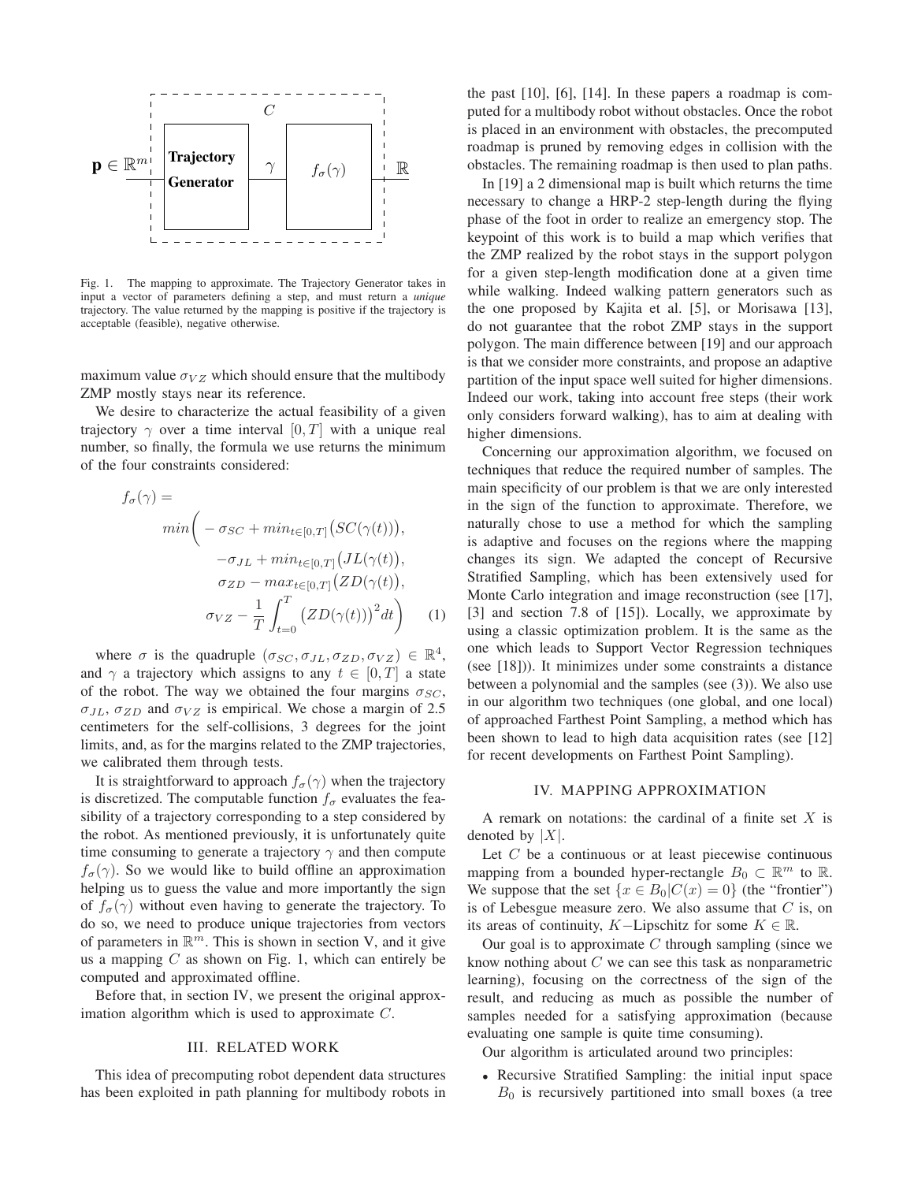Fig. 1. The mapping to approximate. The Trajectory Generator takes in input a vector of parameters defining a step, and must return a *unique* trajectory. The value returned by the mapping is positive if the trajectory is acceptable (feasible), negative otherwise.

maximum value $\sigma_{VZ}$ which should ensure that the multibody ZMP mostly stays near its reference.

We desire to characterize the actual feasibility of a given trajectory $\gamma$ over a time interval $[0, T]$ with a unique real number, so finally, the formula we use returns the minimum of the four constraints considered:

$$
\begin{aligned}
f_\sigma(\gamma) = \\
min\Big( & -\sigma_{SC} + min_{t\in[0,T]}\big(SC(\gamma(t))\big), \\
& -\sigma_{JL} + min_{t\in[0,T]}\big(JL(\gamma(t)\big), \\
& \sigma_{ZD} - max_{t\in[0,T]}\big(ZD(\gamma(t)\big), \\
& \sigma_{VZ} - \frac{1}{T}\int_{t=0}^{T}\big(ZD(\gamma(t))\big)^2 dt\Big) \qquad (1)
\end{aligned}
$$

where $\sigma$ is the quadruple $(\sigma_{SC}, \sigma_{JL}, \sigma_{ZD}, \sigma_{VZ}) \in \mathbb{R}^4$, and $\gamma$ a trajectory which assigns to any $t \in [0, T]$ a state of the robot. The way we obtained the four margins $\sigma_{SC}$, $\sigma_{JL}$, $\sigma_{ZD}$ and $\sigma_{VZ}$ is empirical. We chose a margin of 2.5 centimeters for the self-collisions, 3 degrees for the joint limits, and, as for the margins related to the ZMP trajectories, we calibrated them through tests.

It is straightforward to approach $f_\sigma(\gamma)$ when the trajectory is discretized. The computable function $f_\sigma$ evaluates the feasibility of a trajectory corresponding to a step considered by the robot. As mentioned previously, it is unfortunately quite time consuming to generate a trajectory $\gamma$ and then compute $f_\sigma(\gamma)$. So we would like to build offline an approximation helping us to guess the value and more importantly the sign of $f_\sigma(\gamma)$ without even having to generate the trajectory. To do so, we need to produce unique trajectories from vectors of parameters in $\mathbb{R}^m$. This is shown in section V, and it give us a mapping $C$ as shown on Fig. 1, which can entirely be computed and approximated offline.

Before that, in section IV, we present the original approximation algorithm which is used to approximate $C$.

## III. RELATED WORK

This idea of precomputing robot dependent data structures has been exploited in path planning for multibody robots in the past [10], [6], [14]. In these papers a roadmap is computed for a multibody robot without obstacles. Once the robot is placed in an environment with obstacles, the precomputed roadmap is pruned by removing edges in collision with the obstacles. The remaining roadmap is then used to plan paths.

In [19] a 2 dimensional map is built which returns the time necessary to change a HRP-2 step-length during the flying phase of the foot in order to realize an emergency stop. The keypoint of this work is to build a map which verifies that the ZMP realized by the robot stays in the support polygon for a given step-length modification done at a given time while walking. Indeed walking pattern generators such as the one proposed by Kajita et al. [5], or Morisawa [13], do not guarantee that the robot ZMP stays in the support polygon. The main difference between [19] and our approach is that we consider more constraints, and propose an adaptive partition of the input space well suited for higher dimensions. Indeed our work, taking into account free steps (their work only considers forward walking), has to aim at dealing with higher dimensions.

Concerning our approximation algorithm, we focused on techniques that reduce the required number of samples. The main specificity of our problem is that we are only interested in the sign of the function to approximate. Therefore, we naturally chose to use a method for which the sampling is adaptive and focuses on the regions where the mapping changes its sign. We adapted the concept of Recursive Stratified Sampling, which has been extensively used for Monte Carlo integration and image reconstruction (see [17], [3] and section 7.8 of [15]). Locally, we approximate by using a classic optimization problem. It is the same as the one which leads to Support Vector Regression techniques (see [18])). It minimizes under some constraints a distance between a polynomial and the samples (see (3)). We also use in our algorithm two techniques (one global, and one local) of approached Farthest Point Sampling, a method which has been shown to lead to high data acquisition rates (see [12] for recent developments on Farthest Point Sampling).

## IV. MAPPING APPROXIMATION

A remark on notations: the cardinal of a finite set $X$ is denoted by $|X|$.

Let $C$ be a continuous or at least piecewise continuous mapping from a bounded hyper-rectangle $B_0 \subset \mathbb{R}^m$ to $\mathbb{R}$. We suppose that the set $\{x \in B_0 | C(x) = 0\}$ (the "frontier") is of Lebesgue measure zero. We also assume that $C$ is, on its areas of continuity, $K$−Lipschitz for some $K \in \mathbb{R}$.

Our goal is to approximate $C$ through sampling (since we know nothing about $C$ we can see this task as nonparametric learning), focusing on the correctness of the sign of the result, and reducing as much as possible the number of samples needed for a satisfying approximation (because evaluating one sample is quite time consuming).

Our algorithm is articulated around two principles:

- Recursive Stratified Sampling: the initial input space $B_0$ is recursively partitioned into small boxes (a tree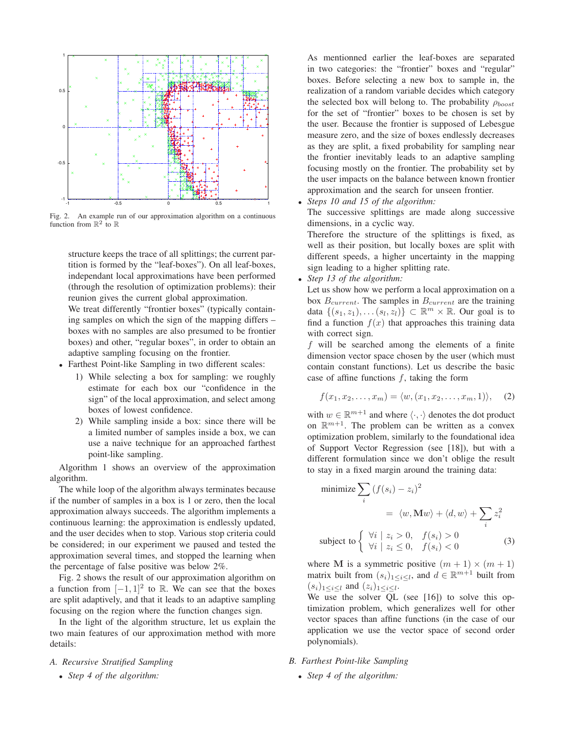Fig. 2. An example run of our approximation algorithm on a continuous function from $\mathbb{R}^2$ to $\mathbb{R}$

structure keeps the trace of all splittings; the current partition is formed by the "leaf-boxes"). On all leaf-boxes, independant local approximations have been performed (through the resolution of optimization problems): their reunion gives the current global approximation.
We treat differently "frontier boxes" (typically containing samples on which the sign of the mapping differs – boxes with no samples are also presumed to be frontier boxes) and other, "regular boxes", in order to obtain an adaptive sampling focusing on the frontier.

- Farthest Point-like Sampling in two different scales:
    1) While selecting a box for sampling: we roughly estimate for each box our "confidence in the sign" of the local approximation, and select among boxes of lowest confidence.
    2) While sampling inside a box: since there will be a limited number of samples inside a box, we can use a naive technique for an approached farthest point-like sampling.

Algorithm 1 shows an overview of the approximation algorithm.

The while loop of the algorithm always terminates because if the number of samples in a box is 1 or zero, then the local approximation always succeeds. The algorithm implements a continuous learning: the approximation is endlessly updated, and the user decides when to stop. Various stop criteria could be considered; in our experiment we paused and tested the approximation several times, and stopped the learning when the percentage of false positive was below 2%.

Fig. 2 shows the result of our approximation algorithm on a function from $[-1, 1]^2$ to $\mathbb{R}$. We can see that the boxes are split adaptively, and that it leads to an adaptive sampling focusing on the region where the function changes sign.

In the light of the algorithm structure, let us explain the two main features of our approximation method with more details:

### A. Recursive Stratified Sampling

- *Step 4 of the algorithm:*
As mentionned earlier the leaf-boxes are separated in two categories: the "frontier" boxes and "regular" boxes. Before selecting a new box to sample in, the realization of a random variable decides which category the selected box will belong to. The probability $\rho_{boost}$ for the set of "frontier" boxes to be chosen is set by the user. Because the frontier is supposed of Lebesgue measure zero, and the size of boxes endlessly decreases as they are split, a fixed probability for sampling near the frontier inevitably leads to an adaptive sampling focusing mostly on the frontier. The probability set by the user impacts on the balance between known frontier approximation and the search for unseen frontier.
- *Steps 10 and 15 of the algorithm:*
The successive splittings are made along successive dimensions, in a cyclic way.
Therefore the structure of the splittings is fixed, as well as their position, but locally boxes are split with different speeds, a higher uncertainty in the mapping sign leading to a higher splitting rate.
- *Step 13 of the algorithm:*
Let us show how we perform a local approximation on a box $B_{current}$. The samples in $B_{current}$ are the training data $\{(s_1, z_1), \ldots (s_l, z_l)\} \subset \mathbb{R}^m \times \mathbb{R}$. Our goal is to find a function $f(x)$ that approaches this training data with correct sign.
$f$ will be searched among the elements of a finite dimension vector space chosen by the user (which must contain constant functions). Let us describe the basic case of affine functions $f$, taking the form

$$f(x_1, x_2, \ldots, x_m) = \langle w, (x_1, x_2, \ldots, x_m, 1) \rangle, \quad (2)$$

with $w \in \mathbb{R}^{m+1}$ and where $\langle \cdot, \cdot \rangle$ denotes the dot product on $\mathbb{R}^{m+1}$. The problem can be written as a convex optimization problem, similarly to the foundational idea of Support Vector Regression (see [18]), but with a different formulation since we don't oblige the result to stay in a fixed margin around the training data:

$$\begin{aligned} &\text{minimize} \sum_i (f(s_i) - z_i)^2 \\ &\qquad\qquad = \langle w, \mathbf{M}w \rangle + \langle d, w \rangle + \sum_i z_i^2 \\ &\text{subject to} \begin{cases} \forall i \mid z_i > 0, & f(s_i) > 0 \\ \forall i \mid z_i \leq 0, & f(s_i) < 0 \end{cases} \end{aligned} \quad (3)$$

where $\mathbf{M}$ is a symmetric positive $(m+1) \times (m+1)$ matrix built from $(s_i)_{1 \leq i \leq l}$, and $d \in \mathbb{R}^{m+1}$ built from $(s_i)_{1 \leq i \leq l}$ and $(z_i)_{1 \leq i \leq l}$.
We use the solver QL (see [16]) to solve this optimization problem, which generalizes well for other vector spaces than affine functions (in the case of our application we use the vector space of second order polynomials).

### B. Farthest Point-like Sampling

- *Step 4 of the algorithm:*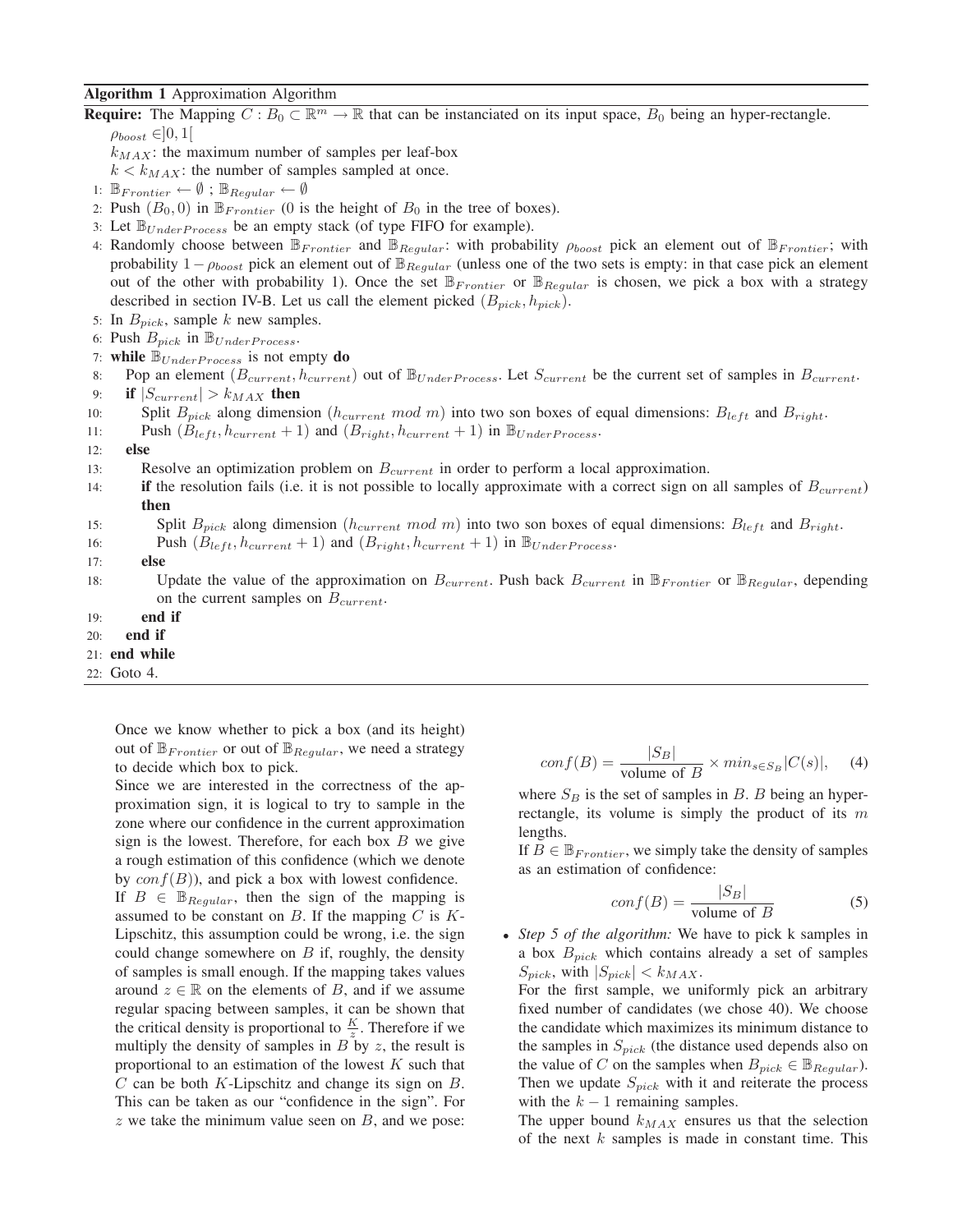**Algorithm 1** Approximation Algorithm

**Require:** The Mapping $C : B_0 \subset \mathbb{R}^m \to \mathbb{R}$ that can be instanciated on its input space, $B_0$ being an hyper-rectangle.
$\rho_{boost} \in ]0, 1[$
$k_{MAX}$: the maximum number of samples per leaf-box
$k < k_{MAX}$: the number of samples sampled at once.

1: $\mathbb{B}_{Frontier} \leftarrow \emptyset$ ; $\mathbb{B}_{Regular} \leftarrow \emptyset$
2: Push $(B_0, 0)$ in $\mathbb{B}_{Frontier}$ (0 is the height of $B_0$ in the tree of boxes).
3: Let $\mathbb{B}_{UnderProcess}$ be an empty stack (of type FIFO for example).
4: Randomly choose between $\mathbb{B}_{Frontier}$ and $\mathbb{B}_{Regular}$: with probability $\rho_{boost}$ pick an element out of $\mathbb{B}_{Frontier}$; with probability $1 - \rho_{boost}$ pick an element out of $\mathbb{B}_{Regular}$ (unless one of the two sets is empty: in that case pick an element out of the other with probability 1). Once the set $\mathbb{B}_{Frontier}$ or $\mathbb{B}_{Regular}$ is chosen, we pick a box with a strategy described in section IV-B. Let us call the element picked $(B_{pick}, h_{pick})$.
5: In $B_{pick}$, sample $k$ new samples.
6: Push $B_{pick}$ in $\mathbb{B}_{UnderProcess}$.
7: **while** $\mathbb{B}_{UnderProcess}$ is not empty **do**
8: Pop an element $(B_{current}, h_{current})$ out of $\mathbb{B}_{UnderProcess}$. Let $S_{current}$ be the current set of samples in $B_{current}$.
9: **if** $|S_{current}| > k_{MAX}$ **then**
10: Split $B_{pick}$ along dimension $(h_{current} \ mod \ m)$ into two son boxes of equal dimensions: $B_{left}$ and $B_{right}$.
11: Push $(B_{left}, h_{current} + 1)$ and $(B_{right}, h_{current} + 1)$ in $\mathbb{B}_{UnderProcess}$.
12: **else**
13: Resolve an optimization problem on $B_{current}$ in order to perform a local approximation.
14: **if** the resolution fails (i.e. it is not possible to locally approximate with a correct sign on all samples of $B_{current}$) **then**
15: Split $B_{pick}$ along dimension $(h_{current} \ mod \ m)$ into two son boxes of equal dimensions: $B_{left}$ and $B_{right}$.
16: Push $(B_{left}, h_{current} + 1)$ and $(B_{right}, h_{current} + 1)$ in $\mathbb{B}_{UnderProcess}$.
17: **else**
18: Update the value of the approximation on $B_{current}$. Push back $B_{current}$ in $\mathbb{B}_{Frontier}$ or $\mathbb{B}_{Regular}$, depending on the current samples on $B_{current}$.
19: **end if**
20: **end if**
21: **end while**
22: Goto 4.

Once we know whether to pick a box (and its height) out of $\mathbb{B}_{Frontier}$ or out of $\mathbb{B}_{Regular}$, we need a strategy to decide which box to pick.

Since we are interested in the correctness of the approximation sign, it is logical to try to sample in the zone where our confidence in the current approximation sign is the lowest. Therefore, for each box $B$ we give a rough estimation of this confidence (which we denote by $conf(B)$), and pick a box with lowest confidence.

If $B \in \mathbb{B}_{Regular}$, then the sign of the mapping is assumed to be constant on $B$. If the mapping $C$ is $K$-Lipschitz, this assumption could be wrong, i.e. the sign could change somewhere on $B$ if, roughly, the density of samples is small enough. If the mapping takes values around $z \in \mathbb{R}$ on the elements of $B$, and if we assume regular spacing between samples, it can be shown that the critical density is proportional to $\frac{K}{z}$. Therefore if we multiply the density of samples in $B$ by $z$, the result is proportional to an estimation of the lowest $K$ such that $C$ can be both $K$-Lipschitz and change its sign on $B$. This can be taken as our "confidence in the sign". For $z$ we take the minimum value seen on $B$, and we pose:

$$conf(B) = \frac{|S_B|}{\text{volume of } B} \times min_{s \in S_B} |C(s)|, \quad (4)$$

where $S_B$ is the set of samples in $B$. $B$ being an hyper-rectangle, its volume is simply the product of its $m$ lengths.

If $B \in \mathbb{B}_{Frontier}$, we simply take the density of samples as an estimation of confidence:

$$conf(B) = \frac{|S_B|}{\text{volume of } B} \quad (5)$$

- *Step 5 of the algorithm:* We have to pick k samples in a box $B_{pick}$ which contains already a set of samples $S_{pick}$, with $|S_{pick}| < k_{MAX}$.
  For the first sample, we uniformly pick an arbitrary fixed number of candidates (we chose 40). We choose the candidate which maximizes its minimum distance to the samples in $S_{pick}$ (the distance used depends also on the value of $C$ on the samples when $B_{pick} \in \mathbb{B}_{Regular}$). Then we update $S_{pick}$ with it and reiterate the process with the $k - 1$ remaining samples.
  The upper bound $k_{MAX}$ ensures us that the selection of the next $k$ samples is made in constant time. This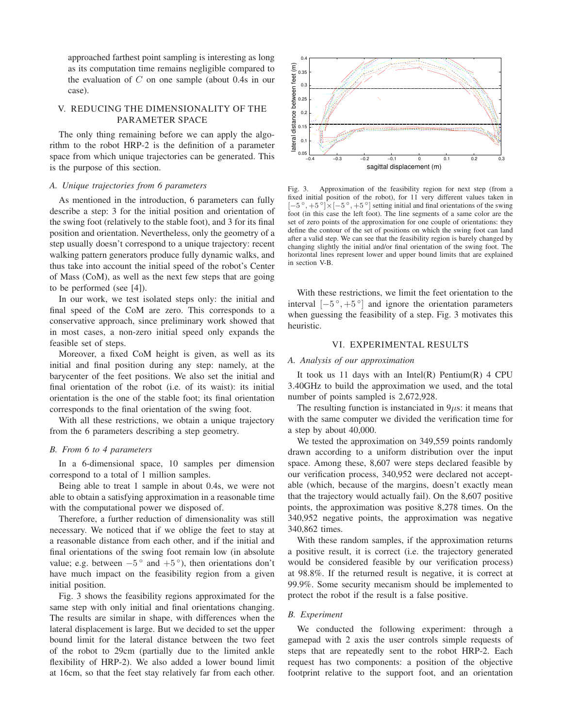approached farthest point sampling is interesting as long as its computation time remains negligible compared to the evaluation of $C$ on one sample (about 0.4s in our case).

## V. REDUCING THE DIMENSIONALITY OF THE PARAMETER SPACE

The only thing remaining before we can apply the algorithm to the robot HRP-2 is the definition of a parameter space from which unique trajectories can be generated. This is the purpose of this section.

### A. Unique trajectories from 6 parameters

As mentioned in the introduction, 6 parameters can fully describe a step: 3 for the initial position and orientation of the swing foot (relatively to the stable foot), and 3 for its final position and orientation. Nevertheless, only the geometry of a step usually doesn't correspond to a unique trajectory: recent walking pattern generators produce fully dynamic walks, and thus take into account the initial speed of the robot's Center of Mass (CoM), as well as the next few steps that are going to be performed (see [4]).

In our work, we test isolated steps only: the initial and final speed of the CoM are zero. This corresponds to a conservative approach, since preliminary work showed that in most cases, a non-zero initial speed only expands the feasible set of steps.

Moreover, a fixed CoM height is given, as well as its initial and final position during any step: namely, at the barycenter of the feet positions. We also set the initial and final orientation of the robot (i.e. of its waist): its initial orientation is the one of the stable foot; its final orientation corresponds to the final orientation of the swing foot.

With all these restrictions, we obtain a unique trajectory from the 6 parameters describing a step geometry.

### B. From 6 to 4 parameters

In a 6-dimensional space, 10 samples per dimension correspond to a total of 1 million samples.

Being able to treat 1 sample in about 0.4s, we were not able to obtain a satisfying approximation in a reasonable time with the computational power we disposed of.

Therefore, a further reduction of dimensionality was still necessary. We noticed that if we oblige the feet to stay at a reasonable distance from each other, and if the initial and final orientations of the swing foot remain low (in absolute value; e.g. between $-5°$ and $+5°$), then orientations don't have much impact on the feasibility region from a given initial position.

Fig. 3 shows the feasibility regions approximated for the same step with only initial and final orientations changing. The results are similar in shape, with differences when the lateral displacement is large. But we decided to set the upper bound limit for the lateral distance between the two feet of the robot to 29cm (partially due to the limited ankle flexibility of HRP-2). We also added a lower bound limit at 16cm, so that the feet stay relatively far from each other.

Fig. 3. Approximation of the feasibility region for next step (from a fixed initial position of the robot), for 11 very different values taken in $[-5°, +5°] \times [-5°, +5°]$ setting initial and final orientations of the swing foot (in this case the left foot). The line segments of a same color are the set of zero points of the approximation for one couple of orientations: they define the contour of the set of positions on which the swing foot can land after a valid step. We can see that the feasibility region is barely changed by changing slightly the initial and/or final orientation of the swing foot. The horizontal lines represent lower and upper bound limits that are explained in section V-B.

With these restrictions, we limit the feet orientation to the interval $[-5°, +5°]$ and ignore the orientation parameters when guessing the feasibility of a step. Fig. 3 motivates this heuristic.

## VI. EXPERIMENTAL RESULTS

### A. Analysis of our approximation

It took us 11 days with an Intel(R) Pentium(R) 4 CPU 3.40GHz to build the approximation we used, and the total number of points sampled is 2,672,928.

The resulting function is instanciated in 9$\mu$s: it means that with the same computer we divided the verification time for a step by about 40,000.

We tested the approximation on 349,559 points randomly drawn according to a uniform distribution over the input space. Among these, 8,607 were steps declared feasible by our verification process, 340,952 were declared not acceptable (which, because of the margins, doesn't exactly mean that the trajectory would actually fail). On the 8,607 positive points, the approximation was positive 8,278 times. On the 340,952 negative points, the approximation was negative 340,862 times.

With these random samples, if the approximation returns a positive result, it is correct (i.e. the trajectory generated would be considered feasible by our verification process) at 98.8%. If the returned result is negative, it is correct at 99.9%. Some security mecanism should be implemented to protect the robot if the result is a false positive.

### B. Experiment

We conducted the following experiment: through a gamepad with 2 axis the user controls simple requests of steps that are repeatedly sent to the robot HRP-2. Each request has two components: a position of the objective footprint relative to the support foot, and an orientation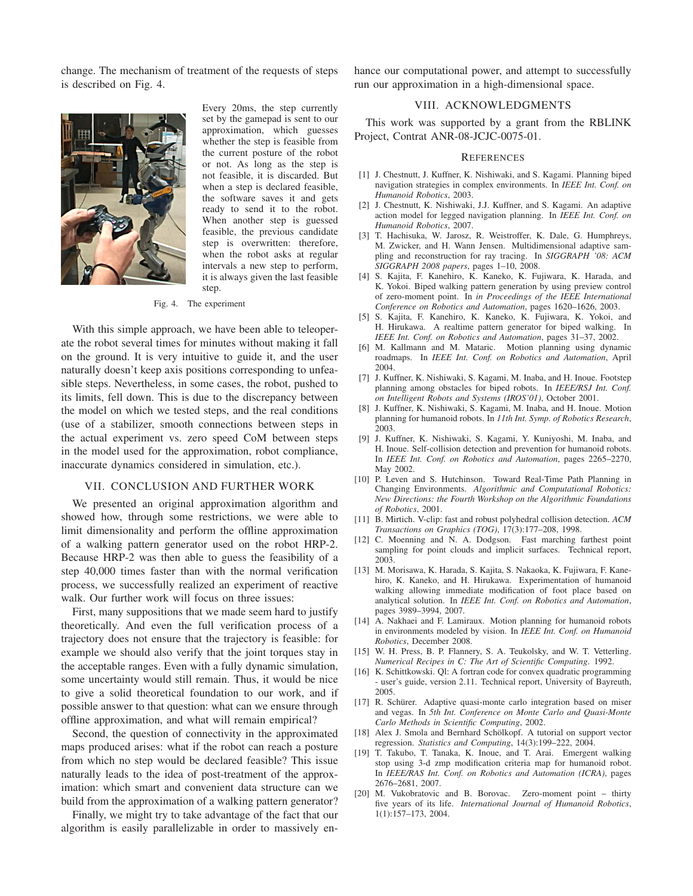change. The mechanism of treatment of the requests of steps is described on Fig. 4.

Every 20ms, the step currently set by the gamepad is sent to our approximation, which guesses whether the step is feasible from the current posture of the robot or not. As long as the step is not feasible, it is discarded. But when a step is declared feasible, the software saves it and gets ready to send it to the robot. When another step is guessed feasible, the previous candidate step is overwritten: therefore, when the robot asks at regular intervals a new step to perform, it is always given the last feasible step.

Fig. 4. The experiment

With this simple approach, we have been able to teleoperate the robot several times for minutes without making it fall on the ground. It is very intuitive to guide it, and the user naturally doesn't keep axis positions corresponding to unfeasible steps. Nevertheless, in some cases, the robot, pushed to its limits, fell down. This is due to the discrepancy between the model on which we tested steps, and the real conditions (use of a stabilizer, smooth connections between steps in the actual experiment vs. zero speed CoM between steps in the model used for the approximation, robot compliance, inaccurate dynamics considered in simulation, etc.).

## VII. Conclusion and Further Work

We presented an original approximation algorithm and showed how, through some restrictions, we were able to limit dimensionality and perform the offline approximation of a walking pattern generator used on the robot HRP-2. Because HRP-2 was then able to guess the feasibility of a step 40,000 times faster than with the normal verification process, we successfully realized an experiment of reactive walk. Our further work will focus on three issues:

First, many suppositions that we made seem hard to justify theoretically. And even the full verification process of a trajectory does not ensure that the trajectory is feasible: for example we should also verify that the joint torques stay in the acceptable ranges. Even with a fully dynamic simulation, some uncertainty would still remain. Thus, it would be nice to give a solid theoretical foundation to our work, and if possible answer to that question: what can we ensure through offline approximation, and what will remain empirical?

Second, the question of connectivity in the approximated maps produced arises: what if the robot can reach a posture from which no step would be declared feasible? This issue naturally leads to the idea of post-treatment of the approximation: which smart and convenient data structure can we build from the approximation of a walking pattern generator?

Finally, we might try to take advantage of the fact that our algorithm is easily parallelizable in order to massively enhance our computational power, and attempt to successfully run our approximation in a high-dimensional space.

## VIII. Acknowledgments

This work was supported by a grant from the RBLINK Project, Contrat ANR-08-JCJC-0075-01.

## References

[1] J. Chestnutt, J. Kuffner, K. Nishiwaki, and S. Kagami. Planning biped navigation strategies in complex environments. In *IEEE Int. Conf. on Humanoid Robotics*, 2003.

[2] J. Chestnutt, K. Nishiwaki, J.J. Kuffner, and S. Kagami. An adaptive action model for legged navigation planning. In *IEEE Int. Conf. on Humanoid Robotics*, 2007.

[3] T. Hachisuka, W. Jarosz, R. Weistroffer, K. Dale, G. Humphreys, M. Zwicker, and H. Wann Jensen. Multidimensional adaptive sampling and reconstruction for ray tracing. In *SIGGRAPH '08: ACM SIGGRAPH 2008 papers*, pages 1–10, 2008.

[4] S. Kajita, F. Kanehiro, K. Kaneko, K. Fujiwara, K. Harada, and K. Yokoi. Biped walking pattern generation by using preview control of zero-moment point. In *in Proceedings of the IEEE International Conference on Robotics and Automation*, pages 1620–1626, 2003.

[5] S. Kajita, F. Kanehiro, K. Kaneko, K. Fujiwara, K. Yokoi, and H. Hirukawa. A realtime pattern generator for biped walking. In *IEEE Int. Conf. on Robotics and Automation*, pages 31–37, 2002.

[6] M. Kallmann and M. Mataric. Motion planning using dynamic roadmaps. In *IEEE Int. Conf. on Robotics and Automation*, April 2004.

[7] J. Kuffner, K. Nishiwaki, S. Kagami, M. Inaba, and H. Inoue. Footstep planning among obstacles for biped robots. In *IEEE/RSJ Int. Conf. on Intelligent Robots and Systems (IROS'01)*, October 2001.

[8] J. Kuffner, K. Nishiwaki, S. Kagami, M. Inaba, and H. Inoue. Motion planning for humanoid robots. In *11th Int. Symp. of Robotics Research*, 2003.

[9] J. Kuffner, K. Nishiwaki, S. Kagami, Y. Kuniyoshi, M. Inaba, and H. Inoue. Self-collision detection and prevention for humanoid robots. In *IEEE Int. Conf. on Robotics and Automation*, pages 2265–2270, May 2002.

[10] P. Leven and S. Hutchinson. Toward Real-Time Path Planning in Changing Environments. *Algorithmic and Computational Robotics: New Directions: the Fourth Workshop on the Algorithmic Foundations of Robotics*, 2001.

[11] B. Mirtich. V-clip: fast and robust polyhedral collision detection. *ACM Transactions on Graphics (TOG)*, 17(3):177–208, 1998.

[12] C. Moenning and N. A. Dodgson. Fast marching farthest point sampling for point clouds and implicit surfaces. Technical report, 2003.

[13] M. Morisawa, K. Harada, S. Kajita, S. Nakaoka, K. Fujiwara, F. Kanehiro, K. Kaneko, and H. Hirukawa. Experimentation of humanoid walking allowing immediate modification of foot place based on analytical solution. In *IEEE Int. Conf. on Robotics and Automation*, pages 3989–3994, 2007.

[14] A. Nakhaei and F. Lamiraux. Motion planning for humanoid robots in environments modeled by vision. In *IEEE Int. Conf. on Humanoid Robotics*, December 2008.

[15] W. H. Press, B. P. Flannery, S. A. Teukolsky, and W. T. Vetterling. *Numerical Recipes in C: The Art of Scientific Computing*. 1992.

[16] K. Schittkowski. Ql: A fortran code for convex quadratic programming - user's guide, version 2.11. Technical report, University of Bayreuth, 2005.

[17] R. Schürer. Adaptive quasi-monte carlo integration based on miser and vegas. In *5th Int. Conference on Monte Carlo and Quasi-Monte Carlo Methods in Scientific Computing*, 2002.

[18] Alex J. Smola and Bernhard Schölkopf. A tutorial on support vector regression. *Statistics and Computing*, 14(3):199–222, 2004.

[19] T. Takubo, T. Tanaka, K. Inoue, and T. Arai. Emergent walking stop using 3-d zmp modification criteria map for humanoid robot. In *IEEE/RAS Int. Conf. on Robotics and Automation (ICRA)*, pages 2676–2681, 2007.

[20] M. Vukobratovic and B. Borovac. Zero-moment point – thirty five years of its life. *International Journal of Humanoid Robotics*, 1(1):157–173, 2004.